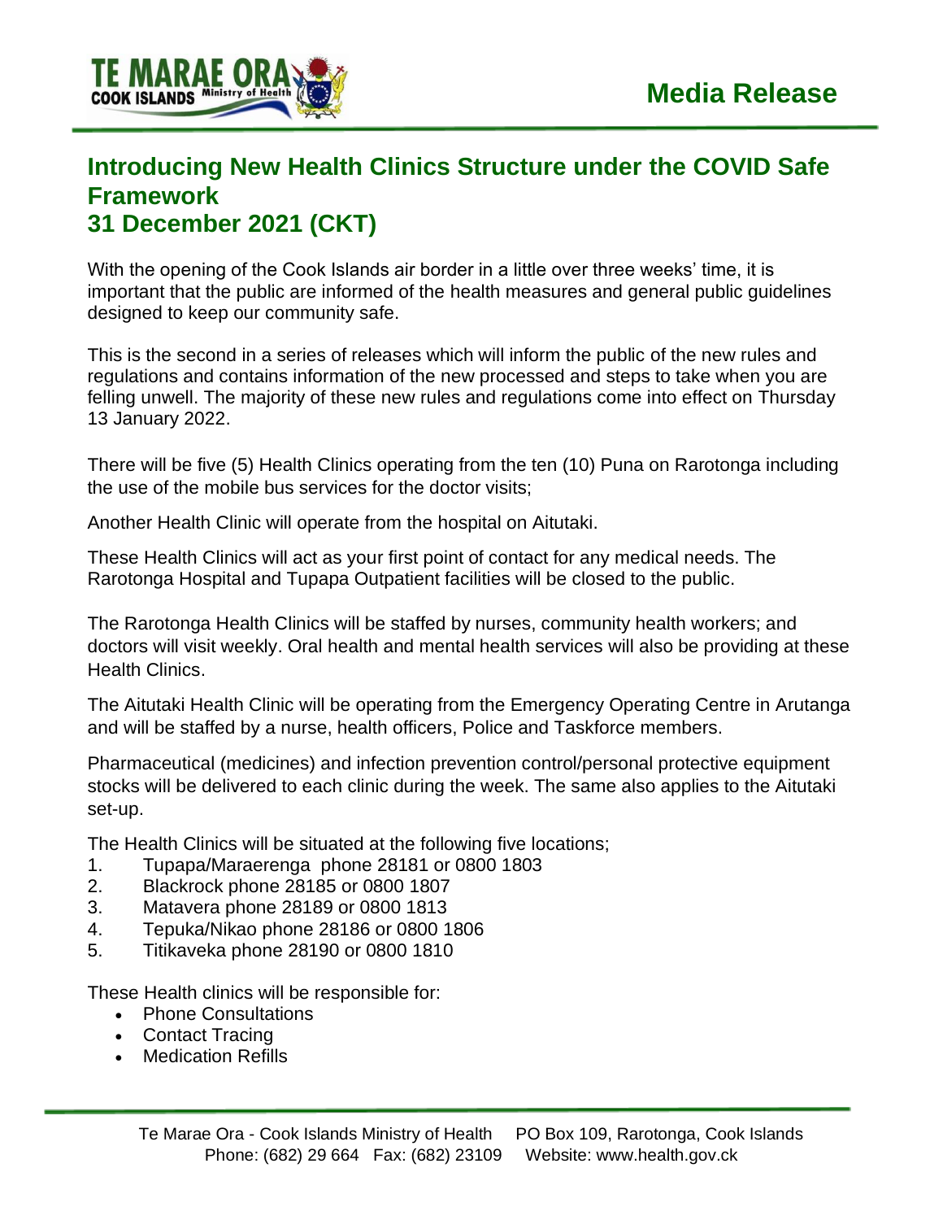Media Release

# Introducing New Health Clinics Structure under the COVID Safe Framework
# 31 December 2021 (CKT)

With the opening of the Cook Islands air border in a little over three weeks' time, it is important that the public are informed of the health measures and general public guidelines designed to keep our community safe.

This is the second in a series of releases which will inform the public of the new rules and regulations and contains information of the new processed and steps to take when you are felling unwell. The majority of these new rules and regulations come into effect on Thursday 13 January 2022.

There will be five (5) Health Clinics operating from the ten (10) Puna on Rarotonga including the use of the mobile bus services for the doctor visits;

Another Health Clinic will operate from the hospital on Aitutaki.

These Health Clinics will act as your first point of contact for any medical needs. The Rarotonga Hospital and Tupapa Outpatient facilities will be closed to the public.

The Rarotonga Health Clinics will be staffed by nurses, community health workers; and doctors will visit weekly. Oral health and mental health services will also be providing at these Health Clinics.

The Aitutaki Health Clinic will be operating from the Emergency Operating Centre in Arutanga and will be staffed by a nurse, health officers, Police and Taskforce members.

Pharmaceutical (medicines) and infection prevention control/personal protective equipment stocks will be delivered to each clinic during the week. The same also applies to the Aitutaki set-up.

The Health Clinics will be situated at the following five locations;

1. Tupapa/Maraerenga phone 28181 or 0800 1803
2. Blackrock phone 28185 or 0800 1807
3. Matavera phone 28189 or 0800 1813
4. Tepuka/Nikao phone 28186 or 0800 1806
5. Titikaveka phone 28190 or 0800 1810

These Health clinics will be responsible for:

- Phone Consultations
- Contact Tracing
- Medication Refills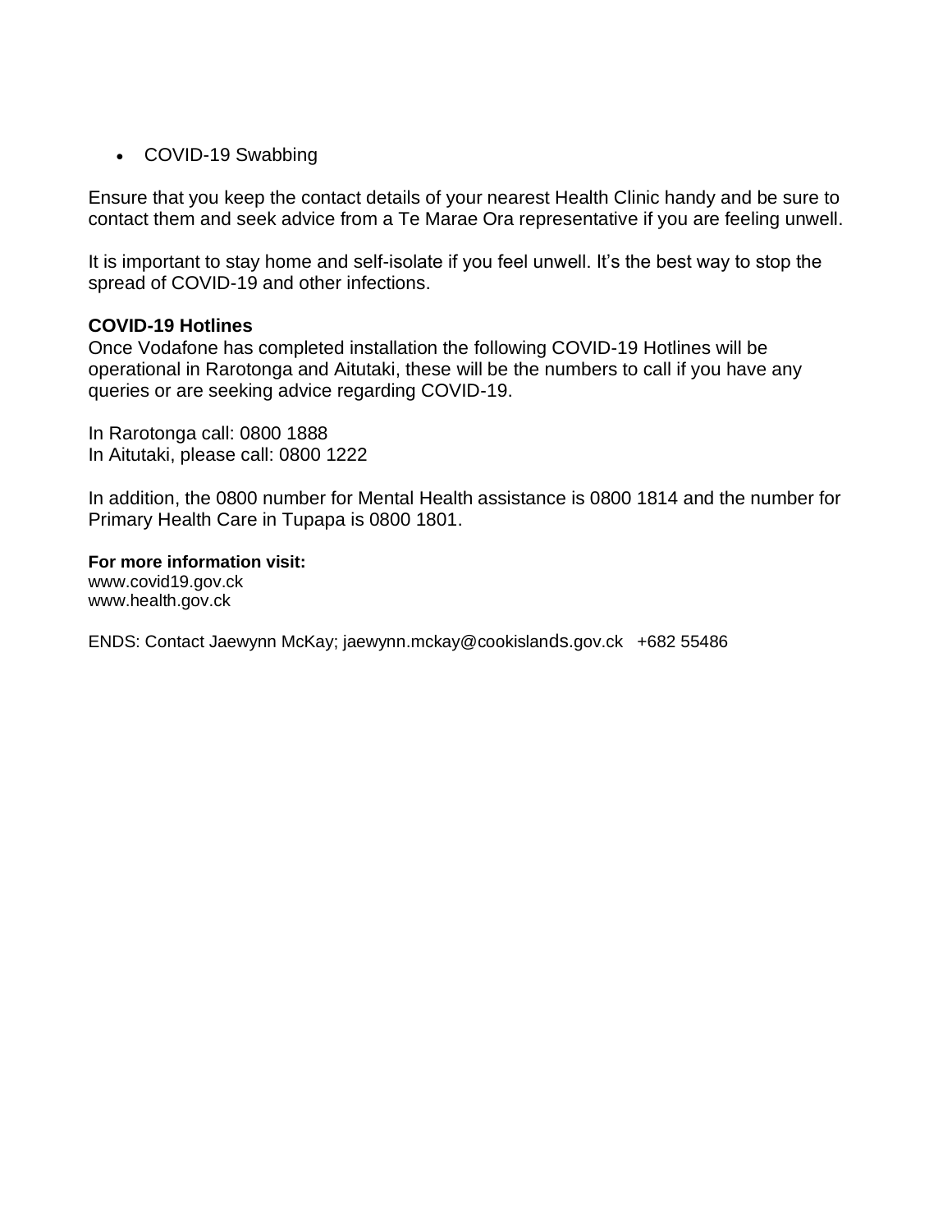- COVID-19 Swabbing

Ensure that you keep the contact details of your nearest Health Clinic handy and be sure to contact them and seek advice from a Te Marae Ora representative if you are feeling unwell.

It is important to stay home and self-isolate if you feel unwell. It's the best way to stop the spread of COVID-19 and other infections.

**COVID-19 Hotlines**

Once Vodafone has completed installation the following COVID-19 Hotlines will be operational in Rarotonga and Aitutaki, these will be the numbers to call if you have any queries or are seeking advice regarding COVID-19.

In Rarotonga call: 0800 1888
In Aitutaki, please call: 0800 1222

In addition, the 0800 number for Mental Health assistance is 0800 1814 and the number for Primary Health Care in Tupapa is 0800 1801.

**For more information visit:**
www.covid19.gov.ck
www.health.gov.ck

ENDS: Contact Jaewynn McKay; jaewynn.mckay@cookislands.gov.ck +682 55486